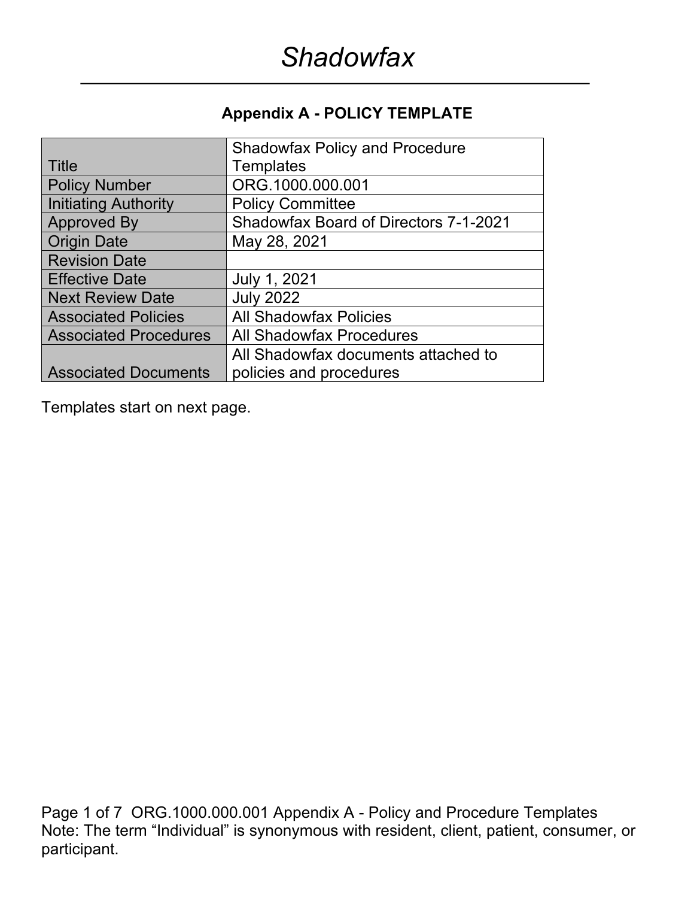# *Shadowfax*

## Appendix A - POLICY TEMPLATE

| | |
|---|---|
| Title | Shadowfax Policy and Procedure Templates |
| Policy Number | ORG.1000.000.001 |
| Initiating Authority | Policy Committee |
| Approved By | Shadowfax Board of Directors 7-1-2021 |
| Origin Date | May 28, 2021 |
| Revision Date | |
| Effective Date | July 1, 2021 |
| Next Review Date | July 2022 |
| Associated Policies | All Shadowfax Policies |
| Associated Procedures | All Shadowfax Procedures |
| Associated Documents | All Shadowfax documents attached to policies and procedures |

Templates start on next page.

Note: The term "Individual" is synonymous with resident, client, patient, consumer, or participant.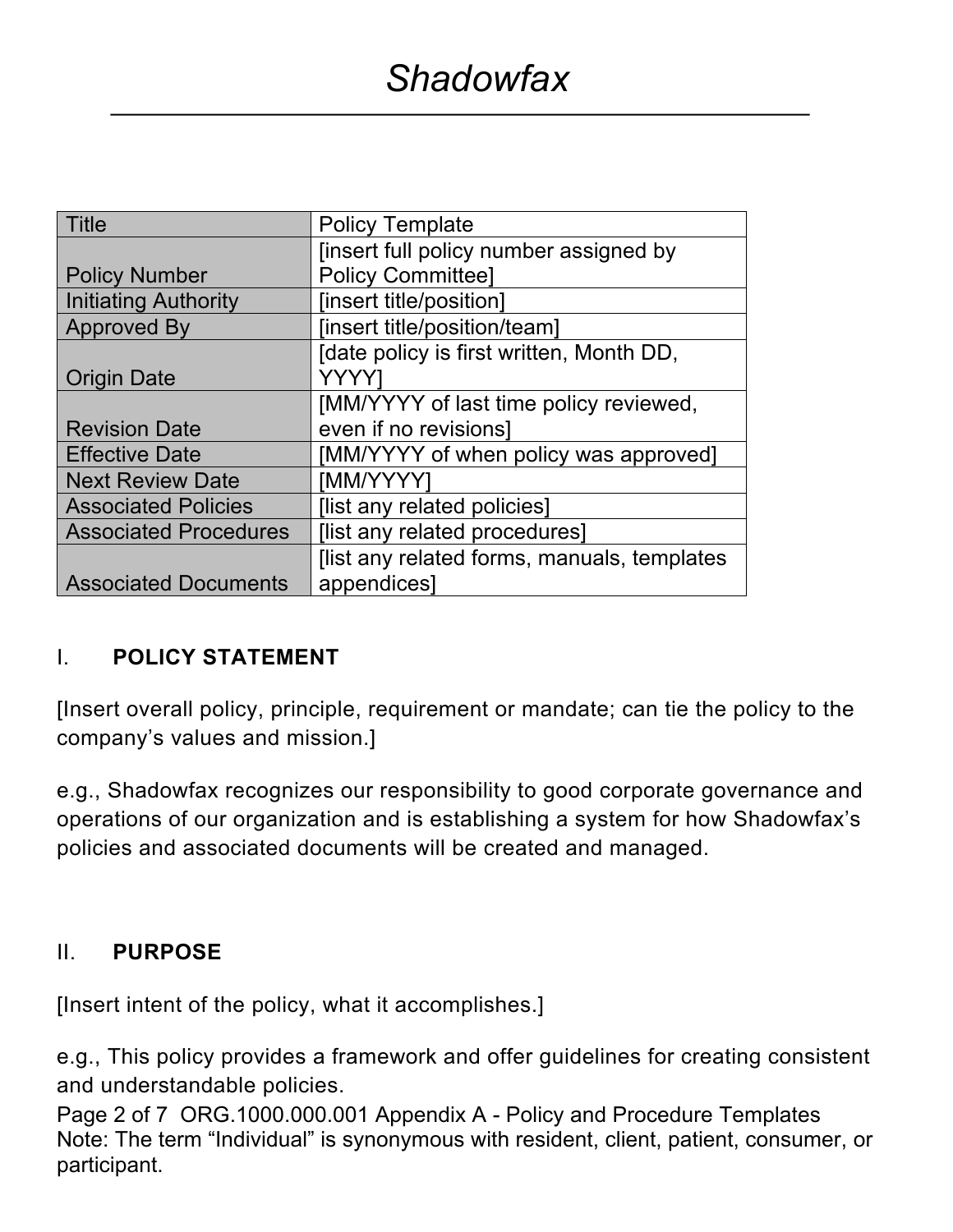# *Shadowfax*

| Title | Policy Template |
| --- | --- |
| Policy Number | [insert full policy number assigned by Policy Committee] |
| Initiating Authority | [insert title/position] |
| Approved By | [insert title/position/team] |
| Origin Date | [date policy is first written, Month DD, YYYY] |
| Revision Date | [MM/YYYY of last time policy reviewed, even if no revisions] |
| Effective Date | [MM/YYYY of when policy was approved] |
| Next Review Date | [MM/YYYY] |
| Associated Policies | [list any related policies] |
| Associated Procedures | [list any related procedures] |
| Associated Documents | [list any related forms, manuals, templates appendices] |

## I. POLICY STATEMENT

[Insert overall policy, principle, requirement or mandate; can tie the policy to the company's values and mission.]

e.g., Shadowfax recognizes our responsibility to good corporate governance and operations of our organization and is establishing a system for how Shadowfax's policies and associated documents will be created and managed.

## II. PURPOSE

[Insert intent of the policy, what it accomplishes.]

e.g., This policy provides a framework and offer guidelines for creating consistent and understandable policies.

Note: The term "Individual" is synonymous with resident, client, patient, consumer, or participant.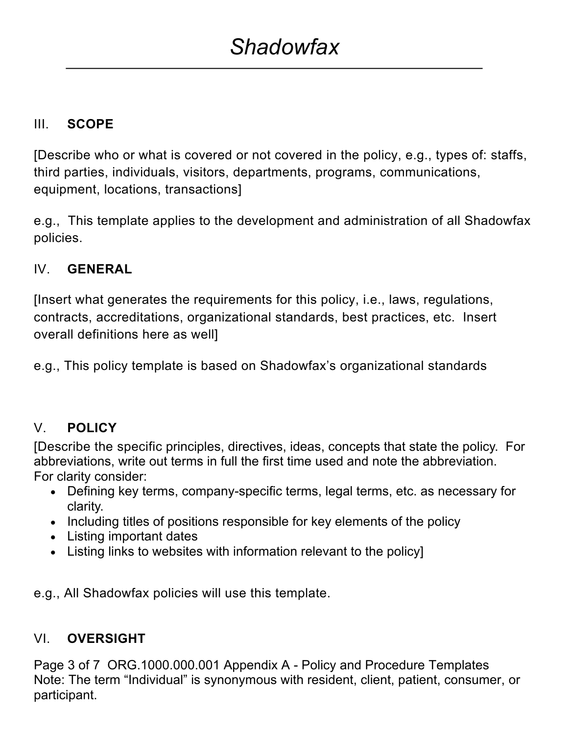## III. SCOPE

[Describe who or what is covered or not covered in the policy, e.g., types of: staffs, third parties, individuals, visitors, departments, programs, communications, equipment, locations, transactions]

e.g., This template applies to the development and administration of all Shadowfax policies.

## IV. GENERAL

[Insert what generates the requirements for this policy, i.e., laws, regulations, contracts, accreditations, organizational standards, best practices, etc. Insert overall definitions here as well]

e.g., This policy template is based on Shadowfax's organizational standards

## V. POLICY

[Describe the specific principles, directives, ideas, concepts that state the policy. For abbreviations, write out terms in full the first time used and note the abbreviation. For clarity consider:

- Defining key terms, company-specific terms, legal terms, etc. as necessary for clarity.
- Including titles of positions responsible for key elements of the policy
- Listing important dates
- Listing links to websites with information relevant to the policy]

e.g., All Shadowfax policies will use this template.

## VI. OVERSIGHT

Note: The term "Individual" is synonymous with resident, client, patient, consumer, or participant.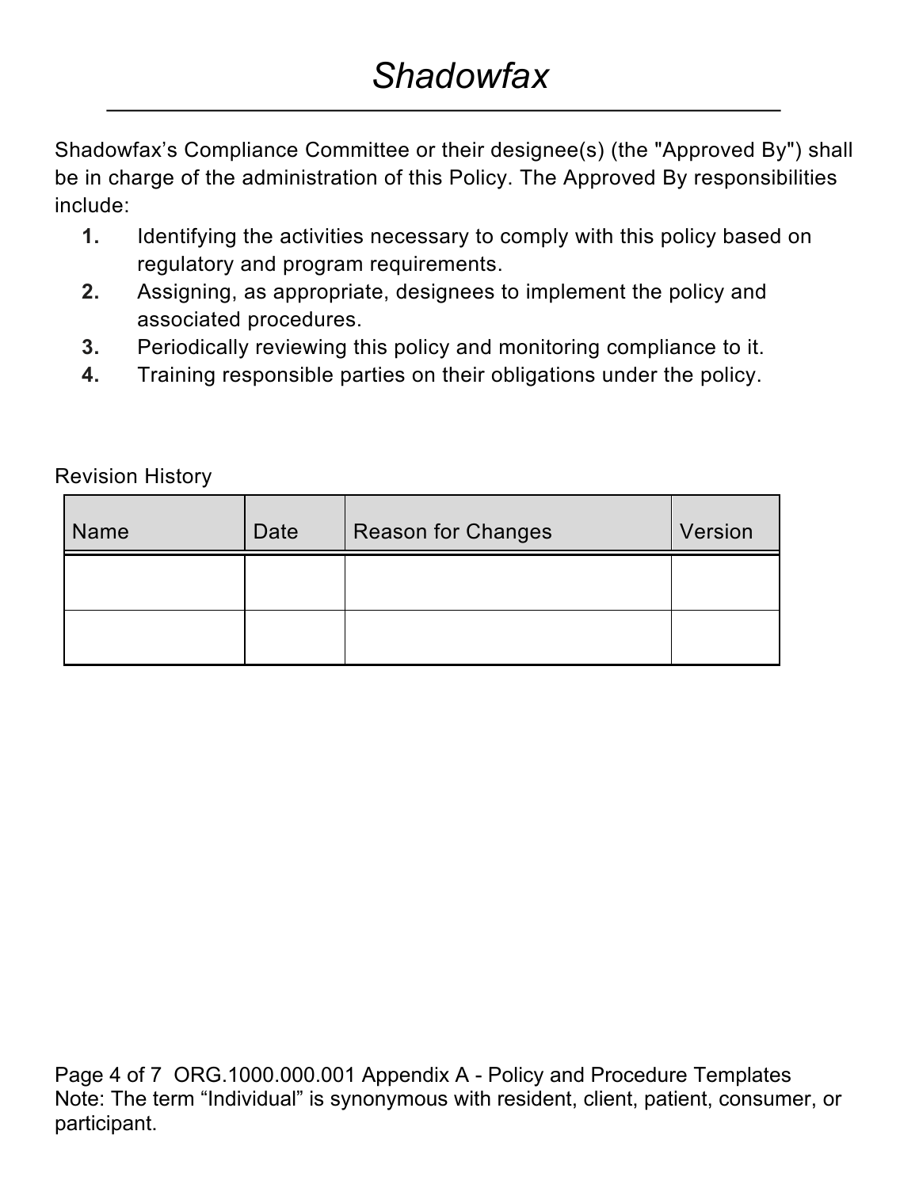Shadowfax’s Compliance Committee or their designee(s) (the "Approved By") shall be in charge of the administration of this Policy. The Approved By responsibilities include:

1. Identifying the activities necessary to comply with this policy based on regulatory and program requirements.
2. Assigning, as appropriate, designees to implement the policy and associated procedures.
3. Periodically reviewing this policy and monitoring compliance to it.
4. Training responsible parties on their obligations under the policy.

Revision History

| Name | Date | Reason for Changes | Version |
|---|---|---|---|
| | | | |
| | | | |

Note: The term “Individual” is synonymous with resident, client, patient, consumer, or participant.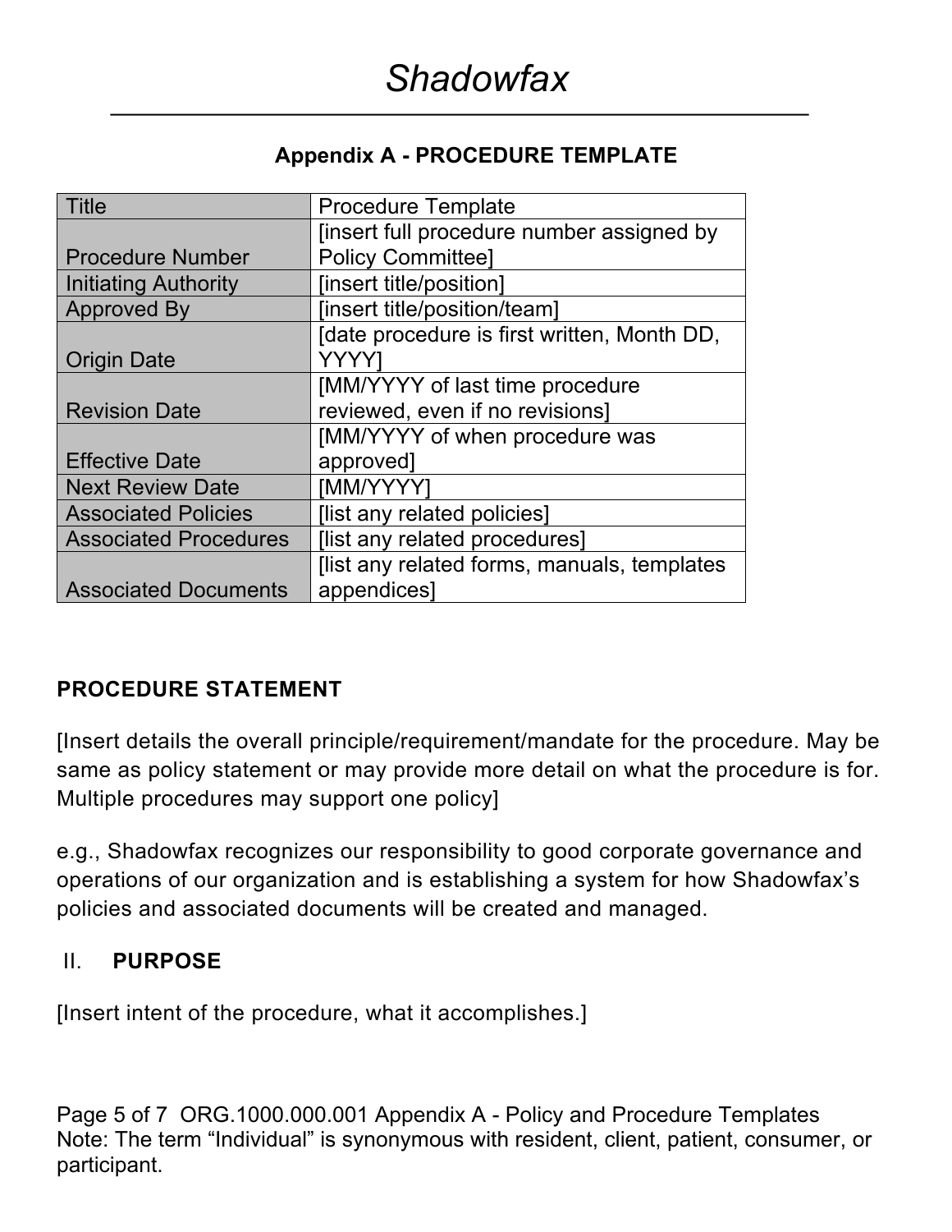## Appendix A - PROCEDURE TEMPLATE

| Title | Procedure Template |
|---|---|
| Procedure Number | [insert full procedure number assigned by Policy Committee] |
| Initiating Authority | [insert title/position] |
| Approved By | [insert title/position/team] |
| Origin Date | [date procedure is first written, Month DD, YYYY] |
| Revision Date | [MM/YYYY of last time procedure reviewed, even if no revisions] |
| Effective Date | [MM/YYYY of when procedure was approved] |
| Next Review Date | [MM/YYYY] |
| Associated Policies | [list any related policies] |
| Associated Procedures | [list any related procedures] |
| Associated Documents | [list any related forms, manuals, templates appendices] |

**PROCEDURE STATEMENT**

[Insert details the overall principle/requirement/mandate for the procedure. May be same as policy statement or may provide more detail on what the procedure is for. Multiple procedures may support one policy]

e.g., Shadowfax recognizes our responsibility to good corporate governance and operations of our organization and is establishing a system for how Shadowfax's policies and associated documents will be created and managed.

II. **PURPOSE**

[Insert intent of the procedure, what it accomplishes.]

Note: The term "Individual" is synonymous with resident, client, patient, consumer, or participant.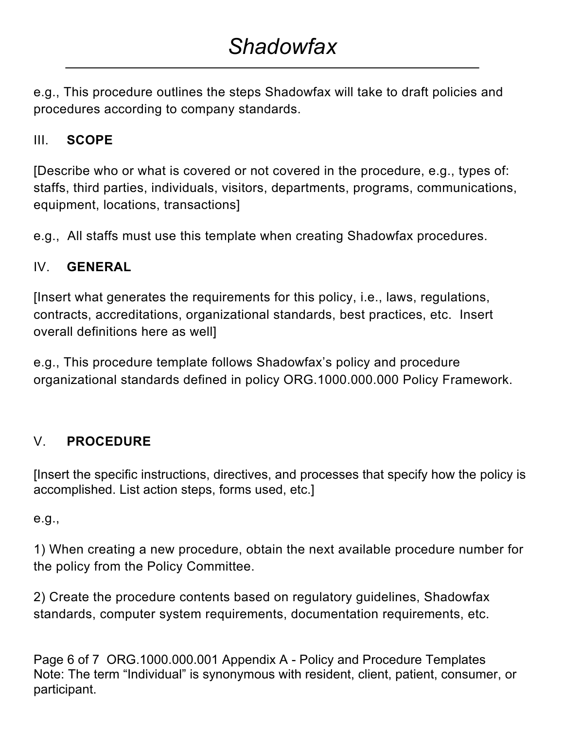e.g., This procedure outlines the steps Shadowfax will take to draft policies and procedures according to company standards.

## III. SCOPE

[Describe who or what is covered or not covered in the procedure, e.g., types of: staffs, third parties, individuals, visitors, departments, programs, communications, equipment, locations, transactions]

e.g., All staffs must use this template when creating Shadowfax procedures.

## IV. GENERAL

[Insert what generates the requirements for this policy, i.e., laws, regulations, contracts, accreditations, organizational standards, best practices, etc. Insert overall definitions here as well]

e.g., This procedure template follows Shadowfax's policy and procedure organizational standards defined in policy ORG.1000.000.000 Policy Framework.

## V. PROCEDURE

[Insert the specific instructions, directives, and processes that specify how the policy is accomplished. List action steps, forms used, etc.]

e.g.,

1) When creating a new procedure, obtain the next available procedure number for the policy from the Policy Committee.

2) Create the procedure contents based on regulatory guidelines, Shadowfax standards, computer system requirements, documentation requirements, etc.

Note: The term "Individual" is synonymous with resident, client, patient, consumer, or participant.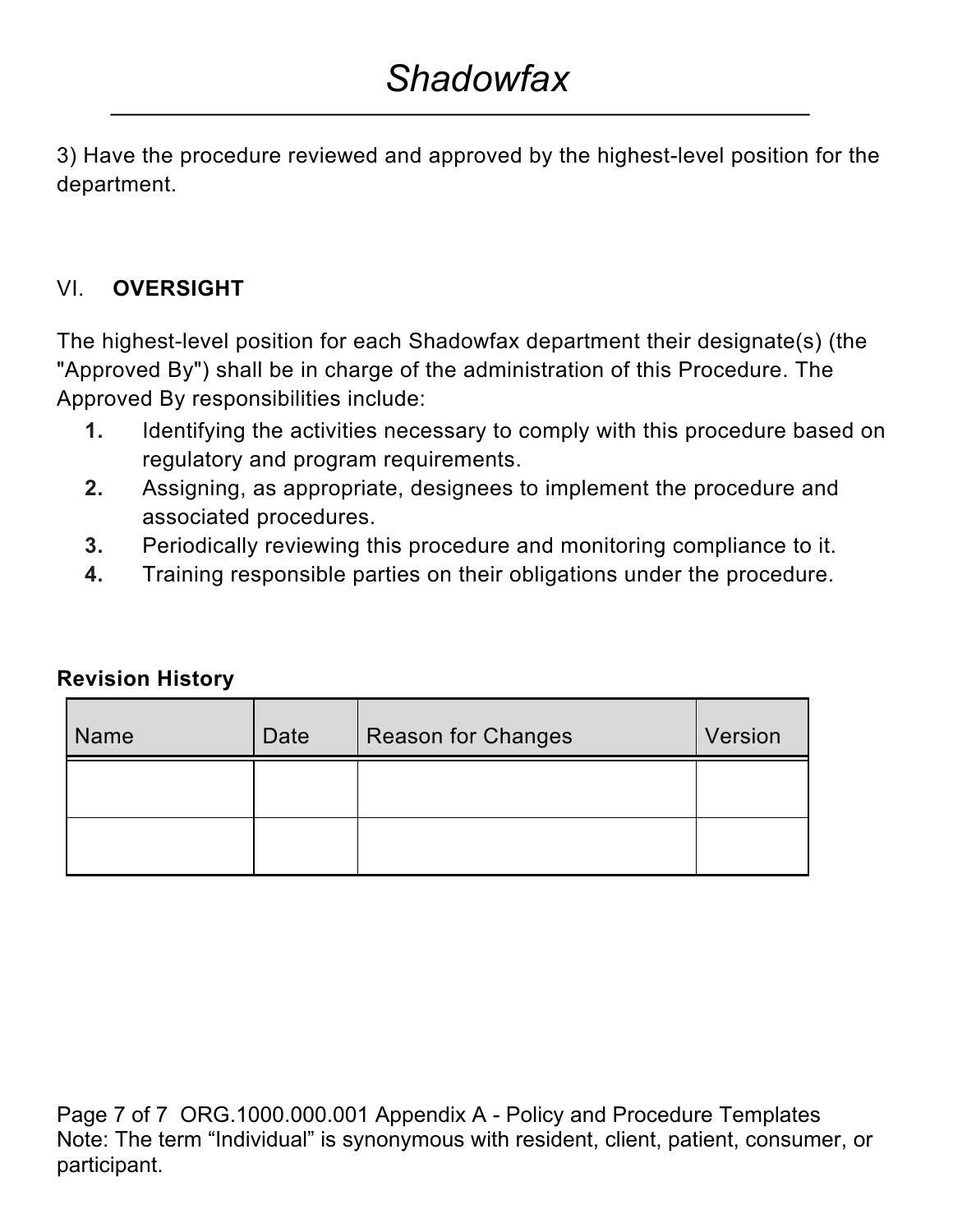3) Have the procedure reviewed and approved by the highest-level position for the department.

## VI. OVERSIGHT

The highest-level position for each Shadowfax department their designate(s) (the "Approved By") shall be in charge of the administration of this Procedure. The Approved By responsibilities include:

1. Identifying the activities necessary to comply with this procedure based on regulatory and program requirements.
2. Assigning, as appropriate, designees to implement the procedure and associated procedures.
3. Periodically reviewing this procedure and monitoring compliance to it.
4. Training responsible parties on their obligations under the procedure.

**Revision History**

| Name | Date | Reason for Changes | Version |
|---|---|---|---|
| | | | |
| | | | |

Note: The term "Individual" is synonymous with resident, client, patient, consumer, or participant.